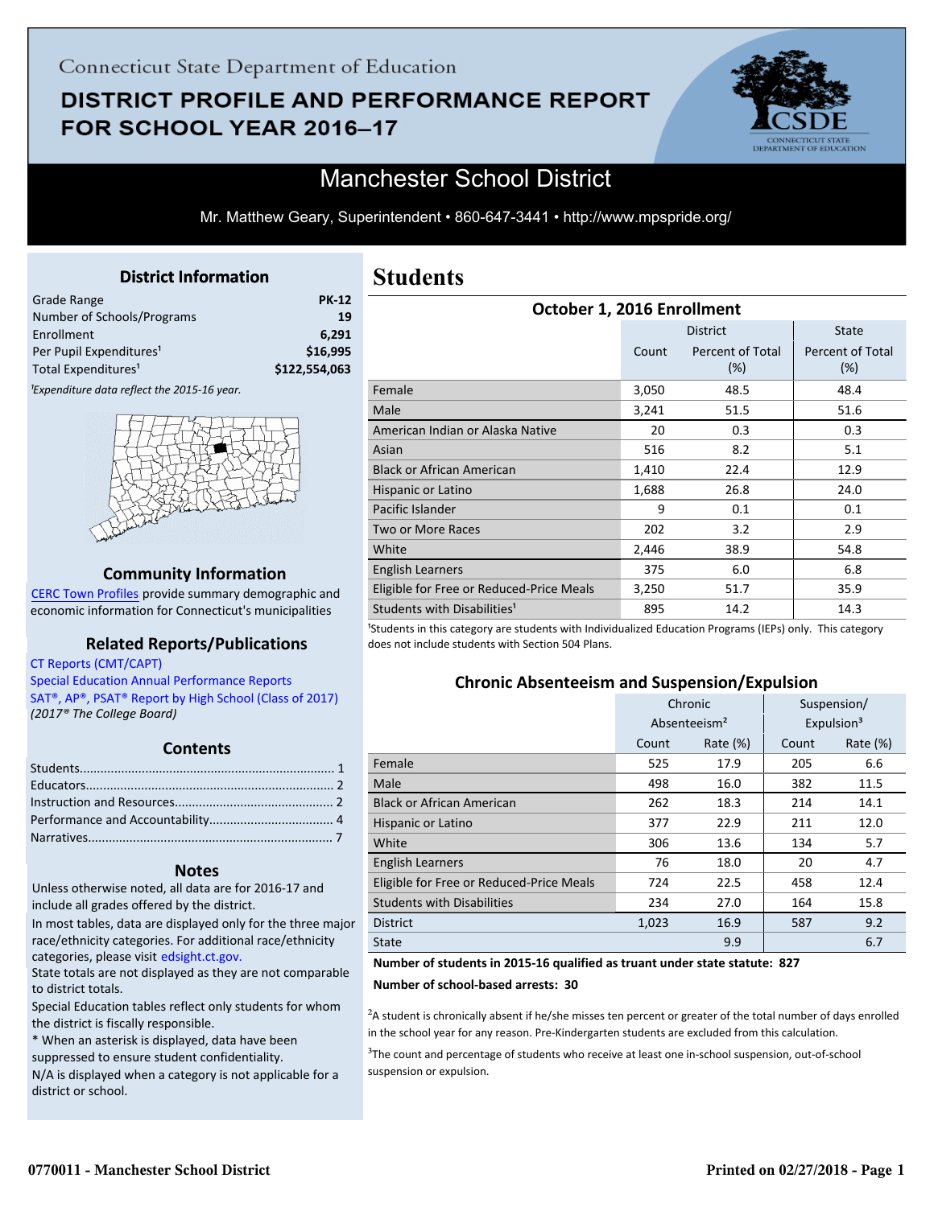Connecticut State Department of Education

# DISTRICT PROFILE AND PERFORMANCE REPORT FOR SCHOOL YEAR 2016–17

## Manchester School District

Mr. Matthew Geary, Superintendent • 860-647-3441 • http://www.mpspride.org/

### District Information

| | |
|---|---|
| Grade Range | PK-12 |
| Number of Schools/Programs | 19 |
| Enrollment | 6,291 |
| Per Pupil Expenditures[1] | $16,995 |
| Total Expenditures[1] | $122,554,063 |

[1]*Expenditure data reflect the 2015-16 year.*

### Community Information

CERC Town Profiles provide summary demographic and economic information for Connecticut's municipalities

### Related Reports/Publications

CT Reports (CMT/CAPT)
Special Education Annual Performance Reports
SAT®, AP®, PSAT® Report by High School (Class of 2017)
*(2017® The College Board)*

### Contents

Students........................................................................ 1
Educators...................................................................... 2
Instruction and Resources............................................ 2
Performance and Accountability.................................. 4
Narratives..................................................................... 7

### Notes

Unless otherwise noted, all data are for 2016-17 and include all grades offered by the district.
In most tables, data are displayed only for the three major race/ethnicity categories. For additional race/ethnicity categories, please visit edsight.ct.gov.
State totals are not displayed as they are not comparable to district totals.
Special Education tables reflect only students for whom the district is fiscally responsible.
* When an asterisk is displayed, data have been suppressed to ensure student confidentiality.
N/A is displayed when a category is not applicable for a district or school.

# Students

### October 1, 2016 Enrollment

| | District | | State |
|---|---|---|---|
| | Count | Percent of Total (%) | Percent of Total (%) |
| Female | 3,050 | 48.5 | 48.4 |
| Male | 3,241 | 51.5 | 51.6 |
| American Indian or Alaska Native | 20 | 0.3 | 0.3 |
| Asian | 516 | 8.2 | 5.1 |
| Black or African American | 1,410 | 22.4 | 12.9 |
| Hispanic or Latino | 1,688 | 26.8 | 24.0 |
| Pacific Islander | 9 | 0.1 | 0.1 |
| Two or More Races | 202 | 3.2 | 2.9 |
| White | 2,446 | 38.9 | 54.8 |
| English Learners | 375 | 6.0 | 6.8 |
| Eligible for Free or Reduced-Price Meals | 3,250 | 51.7 | 35.9 |
| Students with Disabilities[1] | 895 | 14.2 | 14.3 |

[1]Students in this category are students with Individualized Education Programs (IEPs) only. This category does not include students with Section 504 Plans.

### Chronic Absenteeism and Suspension/Expulsion

| | Chronic Absenteeism[2] | | Suspension/ Expulsion[3] | |
|---|---|---|---|---|
| | Count | Rate (%) | Count | Rate (%) |
| Female | 525 | 17.9 | 205 | 6.6 |
| Male | 498 | 16.0 | 382 | 11.5 |
| Black or African American | 262 | 18.3 | 214 | 14.1 |
| Hispanic or Latino | 377 | 22.9 | 211 | 12.0 |
| White | 306 | 13.6 | 134 | 5.7 |
| English Learners | 76 | 18.0 | 20 | 4.7 |
| Eligible for Free or Reduced-Price Meals | 724 | 22.5 | 458 | 12.4 |
| Students with Disabilities | 234 | 27.0 | 164 | 15.8 |
| District | 1,023 | 16.9 | 587 | 9.2 |
| State | | 9.9 | | 6.7 |

**Number of students in 2015-16 qualified as truant under state statute: 827**

**Number of school-based arrests: 30**

[2]A student is chronically absent if he/she misses ten percent or greater of the total number of days enrolled in the school year for any reason. Pre-Kindergarten students are excluded from this calculation.

[3]The count and percentage of students who receive at least one in-school suspension, out-of-school suspension or expulsion.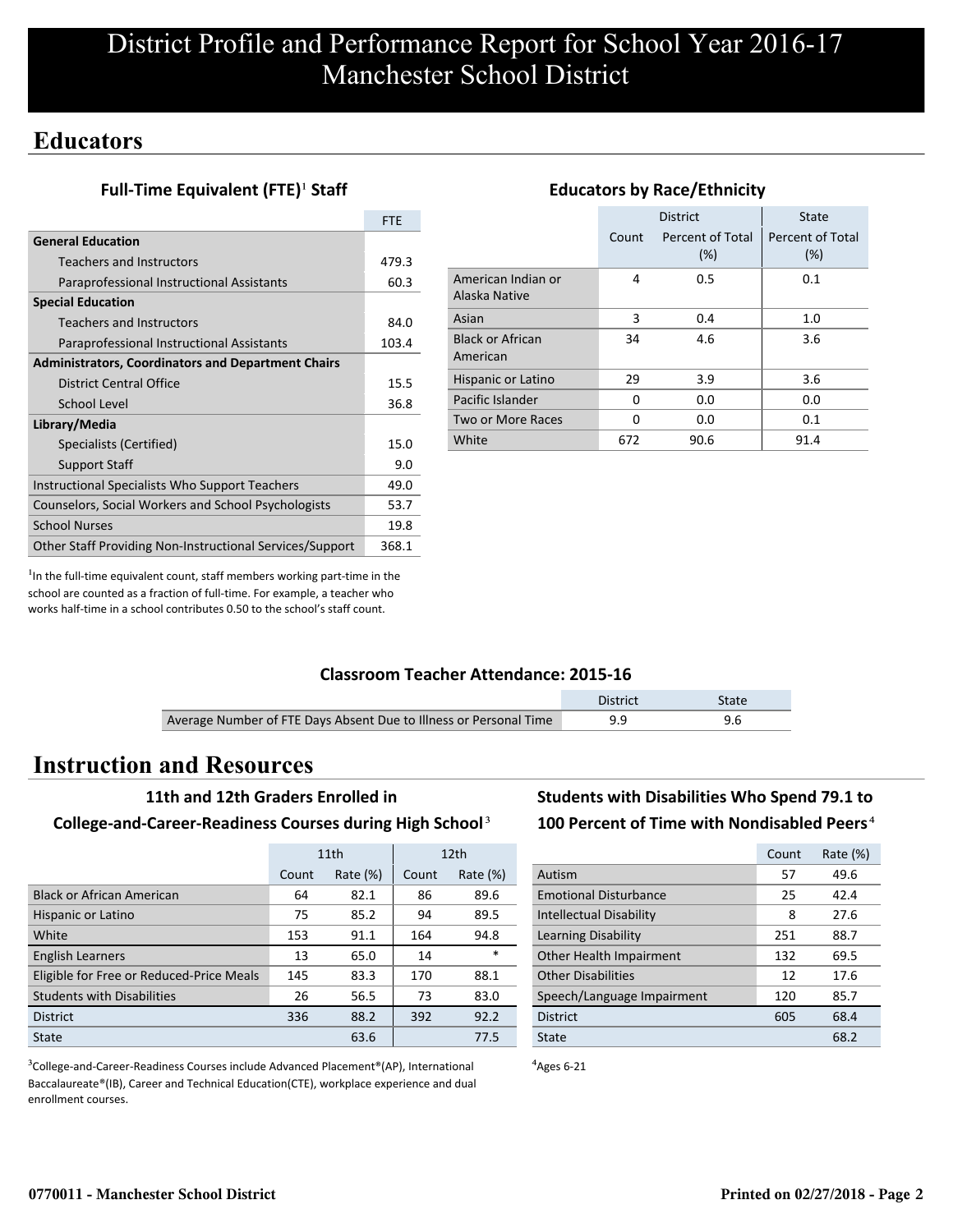# District Profile and Performance Report for School Year 2016-17
# Manchester School District

## Educators

### Full-Time Equivalent (FTE)[1] Staff

| | FTE |
|---|---|
| **General Education** | |
| Teachers and Instructors | 479.3 |
| Paraprofessional Instructional Assistants | 60.3 |
| **Special Education** | |
| Teachers and Instructors | 84.0 |
| Paraprofessional Instructional Assistants | 103.4 |
| **Administrators, Coordinators and Department Chairs** | |
| District Central Office | 15.5 |
| School Level | 36.8 |
| **Library/Media** | |
| Specialists (Certified) | 15.0 |
| Support Staff | 9.0 |
| Instructional Specialists Who Support Teachers | 49.0 |
| Counselors, Social Workers and School Psychologists | 53.7 |
| School Nurses | 19.8 |
| Other Staff Providing Non-Instructional Services/Support | 368.1 |

[1]In the full-time equivalent count, staff members working part-time in the school are counted as a fraction of full-time. For example, a teacher who works half-time in a school contributes 0.50 to the school's staff count.

### Educators by Race/Ethnicity

| | District | | State |
|---|---|---|---|
| | Count | Percent of Total (%) | Percent of Total (%) |
| American Indian or Alaska Native | 4 | 0.5 | 0.1 |
| Asian | 3 | 0.4 | 1.0 |
| Black or African American | 34 | 4.6 | 3.6 |
| Hispanic or Latino | 29 | 3.9 | 3.6 |
| Pacific Islander | 0 | 0.0 | 0.0 |
| Two or More Races | 0 | 0.0 | 0.1 |
| White | 672 | 90.6 | 91.4 |

### Classroom Teacher Attendance: 2015-16

| | District | State |
|---|---|---|
| Average Number of FTE Days Absent Due to Illness or Personal Time | 9.9 | 9.6 |

## Instruction and Resources

### 11th and 12th Graders Enrolled in College-and-Career-Readiness Courses during High School[3]

| | 11th | | 12th | |
|---|---|---|---|---|
| | Count | Rate (%) | Count | Rate (%) |
| Black or African American | 64 | 82.1 | 86 | 89.6 |
| Hispanic or Latino | 75 | 85.2 | 94 | 89.5 |
| White | 153 | 91.1 | 164 | 94.8 |
| English Learners | 13 | 65.0 | 14 | * |
| Eligible for Free or Reduced-Price Meals | 145 | 83.3 | 170 | 88.1 |
| Students with Disabilities | 26 | 56.5 | 73 | 83.0 |
| District | 336 | 88.2 | 392 | 92.2 |
| State | | 63.6 | | 77.5 |

[3]College-and-Career-Readiness Courses include Advanced Placement®(AP), International Baccalaureate®(IB), Career and Technical Education(CTE), workplace experience and dual enrollment courses.

### Students with Disabilities Who Spend 79.1 to 100 Percent of Time with Nondisabled Peers[4]

| | Count | Rate (%) |
|---|---|---|
| Autism | 57 | 49.6 |
| Emotional Disturbance | 25 | 42.4 |
| Intellectual Disability | 8 | 27.6 |
| Learning Disability | 251 | 88.7 |
| Other Health Impairment | 132 | 69.5 |
| Other Disabilities | 12 | 17.6 |
| Speech/Language Impairment | 120 | 85.7 |
| District | 605 | 68.4 |
| State | | 68.2 |

[4]Ages 6-21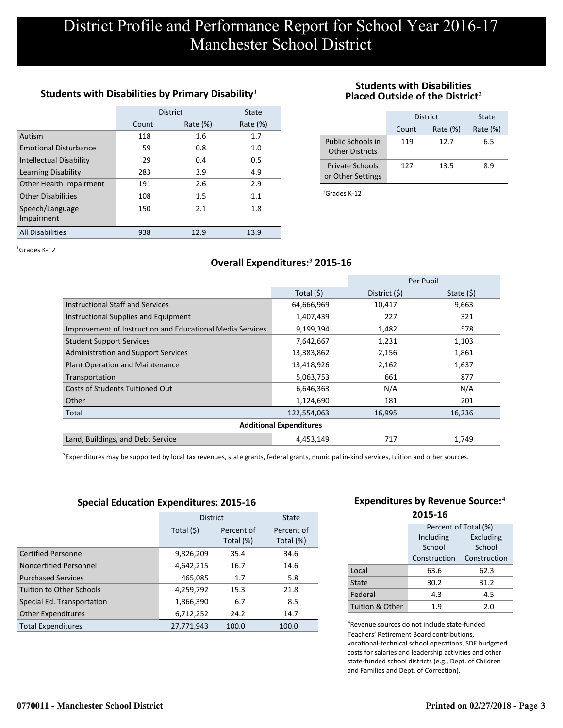# District Profile and Performance Report for School Year 2016-17
# Manchester School District

### Students with Disabilities by Primary Disability[1]

| | District | | State |
|---|---|---|---|
| | Count | Rate (%) | Rate (%) |
| Autism | 118 | 1.6 | 1.7 |
| Emotional Disturbance | 59 | 0.8 | 1.0 |
| Intellectual Disability | 29 | 0.4 | 0.5 |
| Learning Disability | 283 | 3.9 | 4.9 |
| Other Health Impairment | 191 | 2.6 | 2.9 |
| Other Disabilities | 108 | 1.5 | 1.1 |
| Speech/Language Impairment | 150 | 2.1 | 1.8 |
| All Disabilities | 938 | 12.9 | 13.9 |

[1]Grades K-12

### Students with Disabilities Placed Outside of the District[2]

| | District | | State |
|---|---|---|---|
| | Count | Rate (%) | Rate (%) |
| Public Schools in Other Districts | 119 | 12.7 | 6.5 |
| Private Schools or Other Settings | 127 | 13.5 | 8.9 |

[2]Grades K-12

### Overall Expenditures:[3] 2015-16

| | | Per Pupil | |
|---|---|---|---|
| | Total ($) | District ($) | State ($) |
| Instructional Staff and Services | 64,666,969 | 10,417 | 9,663 |
| Instructional Supplies and Equipment | 1,407,439 | 227 | 321 |
| Improvement of Instruction and Educational Media Services | 9,199,394 | 1,482 | 578 |
| Student Support Services | 7,642,667 | 1,231 | 1,103 |
| Administration and Support Services | 13,383,862 | 2,156 | 1,861 |
| Plant Operation and Maintenance | 13,418,926 | 2,162 | 1,637 |
| Transportation | 5,063,753 | 661 | 877 |
| Costs of Students Tuitioned Out | 6,646,363 | N/A | N/A |
| Other | 1,124,690 | 181 | 201 |
| Total | 122,554,063 | 16,995 | 16,236 |
| **Additional Expenditures** | | | |
| Land, Buildings, and Debt Service | 4,453,149 | 717 | 1,749 |

[3]Expenditures may be supported by local tax revenues, state grants, federal grants, municipal in-kind services, tuition and other sources.

### Special Education Expenditures: 2015-16

| | District | | State |
|---|---|---|---|
| | Total ($) | Percent of Total (%) | Percent of Total (%) |
| Certified Personnel | 9,826,209 | 35.4 | 34.6 |
| Noncertified Personnel | 4,642,215 | 16.7 | 14.6 |
| Purchased Services | 465,085 | 1.7 | 5.8 |
| Tuition to Other Schools | 4,259,792 | 15.3 | 21.8 |
| Special Ed. Transportation | 1,866,390 | 6.7 | 8.5 |
| Other Expenditures | 6,712,252 | 24.2 | 14.7 |
| Total Expenditures | 27,771,943 | 100.0 | 100.0 |

### Expenditures by Revenue Source:[4] 2015-16

| | Percent of Total (%) | |
|---|---|---|
| | Including School Construction | Excluding School Construction |
| Local | 63.6 | 62.3 |
| State | 30.2 | 31.2 |
| Federal | 4.3 | 4.5 |
| Tuition & Other | 1.9 | 2.0 |

[4]Revenue sources do not include state-funded Teachers' Retirement Board contributions, vocational-technical school operations, SDE budgeted costs for salaries and leadership activities and other state-funded school districts (e.g., Dept. of Children and Families and Dept. of Correction).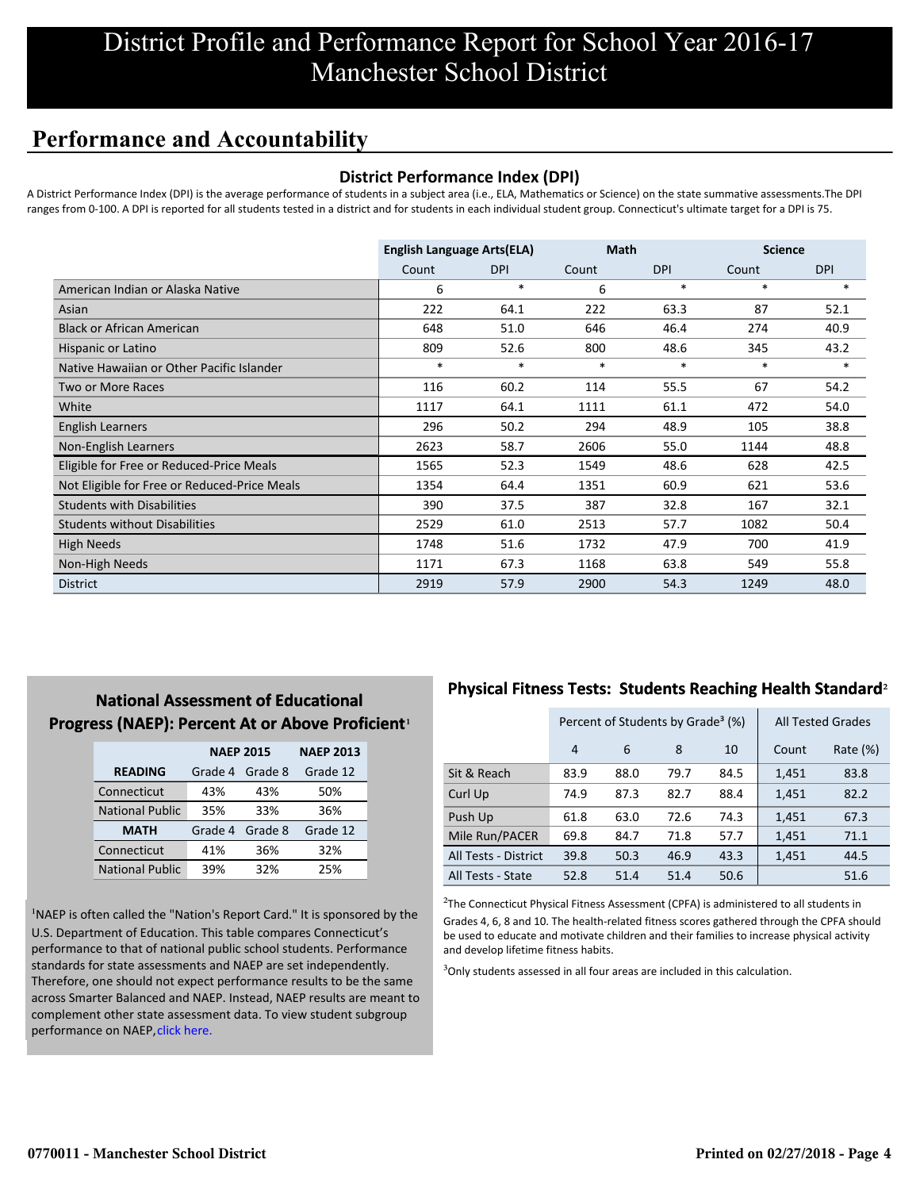# District Profile and Performance Report for School Year 2016-17
# Manchester School District

## Performance and Accountability

### District Performance Index (DPI)

A District Performance Index (DPI) is the average performance of students in a subject area (i.e., ELA, Mathematics or Science) on the state summative assessments.The DPI ranges from 0-100. A DPI is reported for all students tested in a district and for students in each individual student group. Connecticut's ultimate target for a DPI is 75.

| | English Language Arts(ELA) | | Math | | Science | |
|---|---|---|---|---|---|---|
| | Count | DPI | Count | DPI | Count | DPI |
| American Indian or Alaska Native | 6 | * | 6 | * | * | * |
| Asian | 222 | 64.1 | 222 | 63.3 | 87 | 52.1 |
| Black or African American | 648 | 51.0 | 646 | 46.4 | 274 | 40.9 |
| Hispanic or Latino | 809 | 52.6 | 800 | 48.6 | 345 | 43.2 |
| Native Hawaiian or Other Pacific Islander | * | * | * | * | * | * |
| Two or More Races | 116 | 60.2 | 114 | 55.5 | 67 | 54.2 |
| White | 1117 | 64.1 | 1111 | 61.1 | 472 | 54.0 |
| English Learners | 296 | 50.2 | 294 | 48.9 | 105 | 38.8 |
| Non-English Learners | 2623 | 58.7 | 2606 | 55.0 | 1144 | 48.8 |
| Eligible for Free or Reduced-Price Meals | 1565 | 52.3 | 1549 | 48.6 | 628 | 42.5 |
| Not Eligible for Free or Reduced-Price Meals | 1354 | 64.4 | 1351 | 60.9 | 621 | 53.6 |
| Students with Disabilities | 390 | 37.5 | 387 | 32.8 | 167 | 32.1 |
| Students without Disabilities | 2529 | 61.0 | 2513 | 57.7 | 1082 | 50.4 |
| High Needs | 1748 | 51.6 | 1732 | 47.9 | 700 | 41.9 |
| Non-High Needs | 1171 | 67.3 | 1168 | 63.8 | 549 | 55.8 |
| District | 2919 | 57.9 | 2900 | 54.3 | 1249 | 48.0 |

### National Assessment of Educational Progress (NAEP): Percent At or Above Proficient[1]

| | NAEP 2015 | | NAEP 2013 |
|---|---|---|---|
| **READING** | Grade 4 | Grade 8 | Grade 12 |
| Connecticut | 43% | 43% | 50% |
| National Public | 35% | 33% | 36% |
| **MATH** | Grade 4 | Grade 8 | Grade 12 |
| Connecticut | 41% | 36% | 32% |
| National Public | 39% | 32% | 25% |

[1]NAEP is often called the "Nation's Report Card." It is sponsored by the U.S. Department of Education. This table compares Connecticut's performance to that of national public school students. Performance standards for state assessments and NAEP are set independently. Therefore, one should not expect performance results to be the same across Smarter Balanced and NAEP. Instead, NAEP results are meant to complement other state assessment data. To view student subgroup performance on NAEP, click here.

### Physical Fitness Tests: Students Reaching Health Standard[2]

| | Percent of Students by Grade[3] (%) | | | | All Tested Grades | |
|---|---|---|---|---|---|---|
| | 4 | 6 | 8 | 10 | Count | Rate (%) |
| Sit & Reach | 83.9 | 88.0 | 79.7 | 84.5 | 1,451 | 83.8 |
| Curl Up | 74.9 | 87.3 | 82.7 | 88.4 | 1,451 | 82.2 |
| Push Up | 61.8 | 63.0 | 72.6 | 74.3 | 1,451 | 67.3 |
| Mile Run/PACER | 69.8 | 84.7 | 71.8 | 57.7 | 1,451 | 71.1 |
| All Tests - District | 39.8 | 50.3 | 46.9 | 43.3 | 1,451 | 44.5 |
| All Tests - State | 52.8 | 51.4 | 51.4 | 50.6 | | 51.6 |

[2]The Connecticut Physical Fitness Assessment (CPFA) is administered to all students in Grades 4, 6, 8 and 10. The health-related fitness scores gathered through the CPFA should be used to educate and motivate children and their families to increase physical activity and develop lifetime fitness habits.

[3]Only students assessed in all four areas are included in this calculation.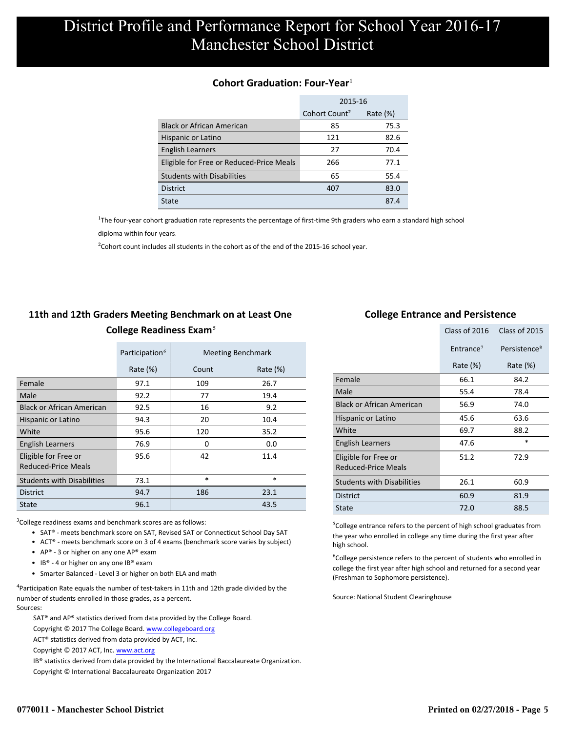# District Profile and Performance Report for School Year 2016-17
# Manchester School District

## Cohort Graduation: Four-Year[1]

| | 2015-16 | |
|---|---|---|
| | Cohort Count[2] | Rate (%) |
| Black or African American | 85 | 75.3 |
| Hispanic or Latino | 121 | 82.6 |
| English Learners | 27 | 70.4 |
| Eligible for Free or Reduced-Price Meals | 266 | 77.1 |
| Students with Disabilities | 65 | 55.4 |
| District | 407 | 83.0 |
| State | | 87.4 |

[1]The four-year cohort graduation rate represents the percentage of first-time 9th graders who earn a standard high school diploma within four years

[2]Cohort count includes all students in the cohort as of the end of the 2015-16 school year.

## 11th and 12th Graders Meeting Benchmark on at Least One College Readiness Exam[5]

| | Participation[6] | Meeting Benchmark | |
|---|---|---|---|
| | Rate (%) | Count | Rate (%) |
| Female | 97.1 | 109 | 26.7 |
| Male | 92.2 | 77 | 19.4 |
| Black or African American | 92.5 | 16 | 9.2 |
| Hispanic or Latino | 94.3 | 20 | 10.4 |
| White | 95.6 | 120 | 35.2 |
| English Learners | 76.9 | 0 | 0.0 |
| Eligible for Free or Reduced-Price Meals | 95.6 | 42 | 11.4 |
| Students with Disabilities | 73.1 | * | * |
| District | 94.7 | 186 | 23.1 |
| State | 96.1 | | 43.5 |

[3]College readiness exams and benchmark scores are as follows:

- SAT® - meets benchmark score on SAT, Revised SAT or Connecticut School Day SAT
- ACT® - meets benchmark score on 3 of 4 exams (benchmark score varies by subject)
- AP® - 3 or higher on any one AP® exam
- IB® - 4 or higher on any one IB® exam
- Smarter Balanced - Level 3 or higher on both ELA and math

[4]Participation Rate equals the number of test-takers in 11th and 12th grade divided by the number of students enrolled in those grades, as a percent.

Sources:

SAT® and AP® statistics derived from data provided by the College Board.
Copyright © 2017 The College Board. www.collegeboard.org
ACT® statistics derived from data provided by ACT, Inc.
Copyright © 2017 ACT, Inc. www.act.org
IB® statistics derived from data provided by the International Baccalaureate Organization.
Copyright © International Baccalaureate Organization 2017

## College Entrance and Persistence

| | Class of 2016 | Class of 2015 |
|---|---|---|
| | Entrance[7] | Persistence[8] |
| | Rate (%) | Rate (%) |
| Female | 66.1 | 84.2 |
| Male | 55.4 | 78.4 |
| Black or African American | 56.9 | 74.0 |
| Hispanic or Latino | 45.6 | 63.6 |
| White | 69.7 | 88.2 |
| English Learners | 47.6 | * |
| Eligible for Free or Reduced-Price Meals | 51.2 | 72.9 |
| Students with Disabilities | 26.1 | 60.9 |
| District | 60.9 | 81.9 |
| State | 72.0 | 88.5 |

[5]College entrance refers to the percent of high school graduates from the year who enrolled in college any time during the first year after high school.

[6]College persistence refers to the percent of students who enrolled in college the first year after high school and returned for a second year (Freshman to Sophomore persistence).

Source: National Student Clearinghouse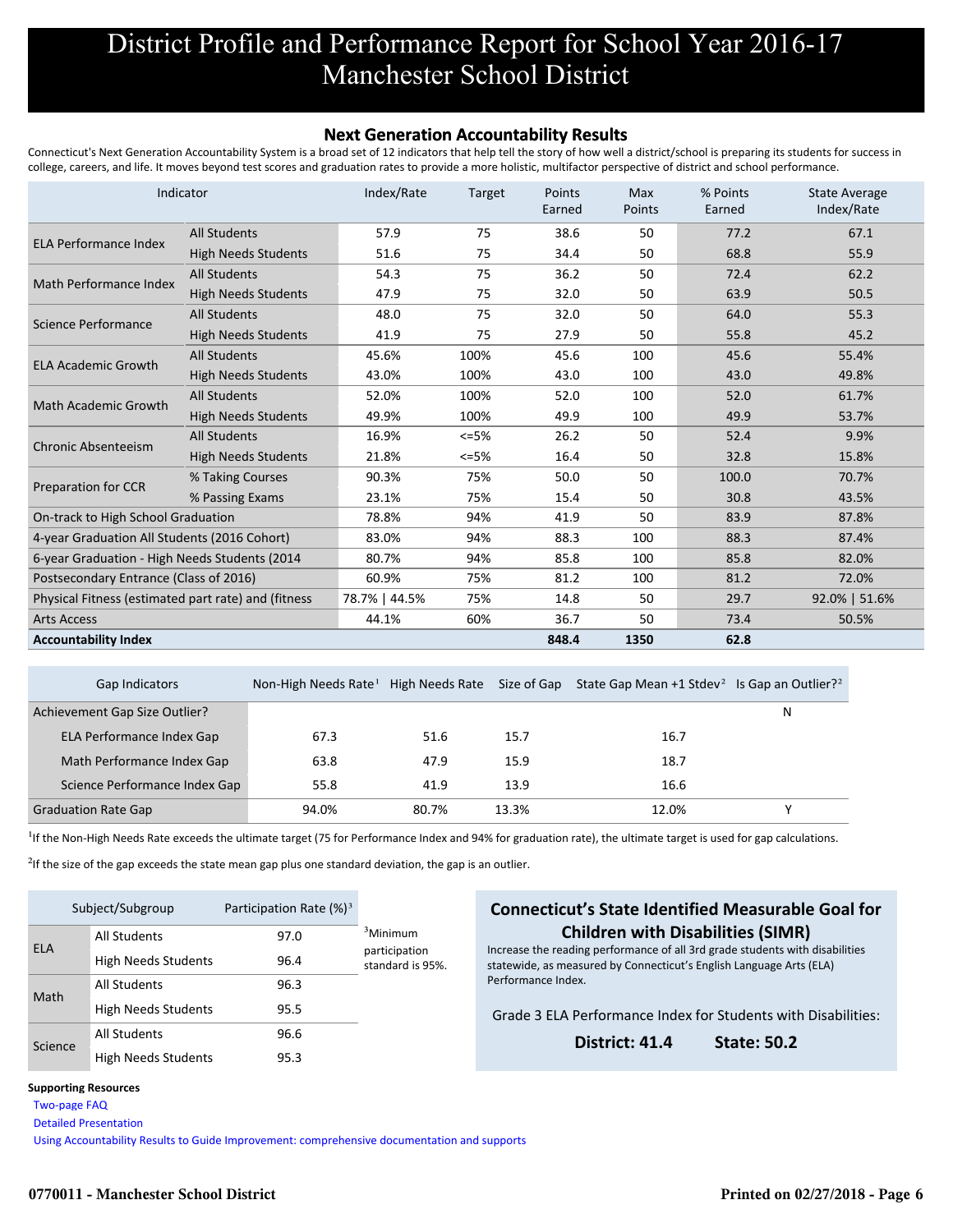# District Profile and Performance Report for School Year 2016-17
# Manchester School District

## Next Generation Accountability Results

Connecticut's Next Generation Accountability System is a broad set of 12 indicators that help tell the story of how well a district/school is preparing its students for success in college, careers, and life. It moves beyond test scores and graduation rates to provide a more holistic, multifactor perspective of district and school performance.

| Indicator | | Index/Rate | Target | Points Earned | Max Points | % Points Earned | State Average Index/Rate |
|---|---|---|---|---|---|---|---|
| ELA Performance Index | All Students | 57.9 | 75 | 38.6 | 50 | 77.2 | 67.1 |
| | High Needs Students | 51.6 | 75 | 34.4 | 50 | 68.8 | 55.9 |
| Math Performance Index | All Students | 54.3 | 75 | 36.2 | 50 | 72.4 | 62.2 |
| | High Needs Students | 47.9 | 75 | 32.0 | 50 | 63.9 | 50.5 |
| Science Performance | All Students | 48.0 | 75 | 32.0 | 50 | 64.0 | 55.3 |
| | High Needs Students | 41.9 | 75 | 27.9 | 50 | 55.8 | 45.2 |
| ELA Academic Growth | All Students | 45.6% | 100% | 45.6 | 100 | 45.6 | 55.4% |
| | High Needs Students | 43.0% | 100% | 43.0 | 100 | 43.0 | 49.8% |
| Math Academic Growth | All Students | 52.0% | 100% | 52.0 | 100 | 52.0 | 61.7% |
| | High Needs Students | 49.9% | 100% | 49.9 | 100 | 49.9 | 53.7% |
| Chronic Absenteeism | All Students | 16.9% | <=5% | 26.2 | 50 | 52.4 | 9.9% |
| | High Needs Students | 21.8% | <=5% | 16.4 | 50 | 32.8 | 15.8% |
| Preparation for CCR | % Taking Courses | 90.3% | 75% | 50.0 | 50 | 100.0 | 70.7% |
| | % Passing Exams | 23.1% | 75% | 15.4 | 50 | 30.8 | 43.5% |
| On-track to High School Graduation | | 78.8% | 94% | 41.9 | 50 | 83.9 | 87.8% |
| 4-year Graduation All Students (2016 Cohort) | | 83.0% | 94% | 88.3 | 100 | 88.3 | 87.4% |
| 6-year Graduation - High Needs Students (2014 | | 80.7% | 94% | 85.8 | 100 | 85.8 | 82.0% |
| Postsecondary Entrance (Class of 2016) | | 60.9% | 75% | 81.2 | 100 | 81.2 | 72.0% |
| Physical Fitness (estimated part rate) and (fitness | | 78.7% \| 44.5% | 75% | 14.8 | 50 | 29.7 | 92.0% \| 51.6% |
| Arts Access | | 44.1% | 60% | 36.7 | 50 | 73.4 | 50.5% |
| **Accountability Index** | | | | **848.4** | **1350** | **62.8** | |

| Gap Indicators | Non-High Needs Rate[1] | High Needs Rate | Size of Gap | State Gap Mean +1 Stdev[2] | Is Gap an Outlier?[2] |
|---|---|---|---|---|---|
| Achievement Gap Size Outlier? | | | | | N |
| ELA Performance Index Gap | 67.3 | 51.6 | 15.7 | 16.7 | |
| Math Performance Index Gap | 63.8 | 47.9 | 15.9 | 18.7 | |
| Science Performance Index Gap | 55.8 | 41.9 | 13.9 | 16.6 | |
| Graduation Rate Gap | 94.0% | 80.7% | 13.3% | 12.0% | Y |

[1]If the Non-High Needs Rate exceeds the ultimate target (75 for Performance Index and 94% for graduation rate), the ultimate target is used for gap calculations.

[2]If the size of the gap exceeds the state mean gap plus one standard deviation, the gap is an outlier.

| Subject/Subgroup | | Participation Rate (%)[3] |
|---|---|---|
| ELA | All Students | 97.0 |
| | High Needs Students | 96.4 |
| Math | All Students | 96.3 |
| | High Needs Students | 95.5 |
| Science | All Students | 96.6 |
| | High Needs Students | 95.3 |

[3]Minimum participation standard is 95%.

### Connecticut's State Identified Measurable Goal for Children with Disabilities (SIMR)

Increase the reading performance of all 3rd grade students with disabilities statewide, as measured by Connecticut's English Language Arts (ELA) Performance Index.

Grade 3 ELA Performance Index for Students with Disabilities:

**District: 41.4** **State: 50.2**

**Supporting Resources**

- Two-page FAQ
- Detailed Presentation
- Using Accountability Results to Guide Improvement: comprehensive documentation and supports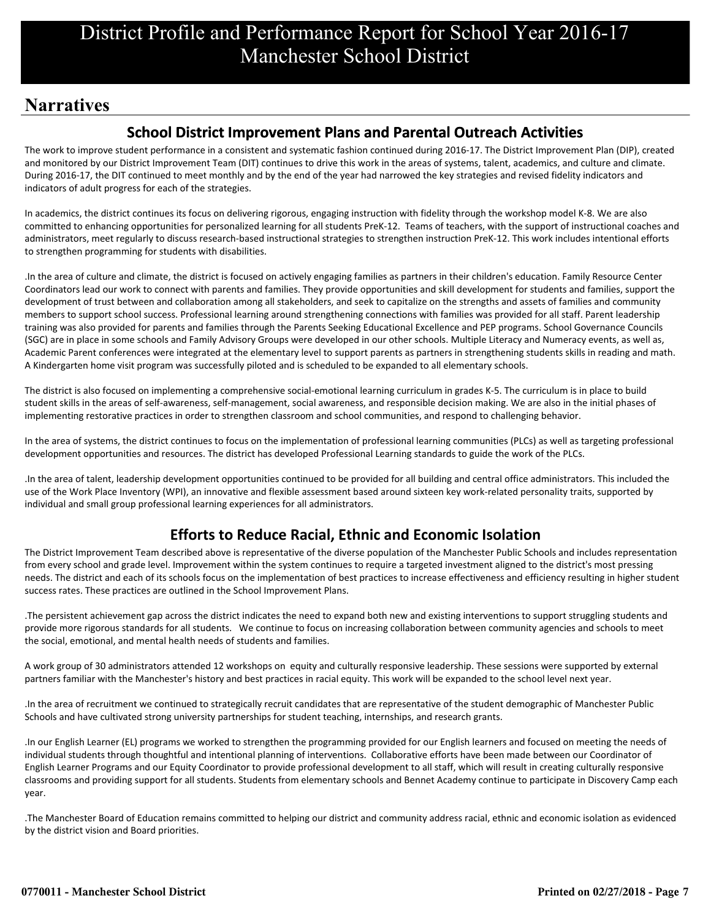# District Profile and Performance Report for School Year 2016-17
# Manchester School District

## Narratives

### School District Improvement Plans and Parental Outreach Activities

The work to improve student performance in a consistent and systematic fashion continued during 2016-17. The District Improvement Plan (DIP), created and monitored by our District Improvement Team (DIT) continues to drive this work in the areas of systems, talent, academics, and culture and climate. During 2016-17, the DIT continued to meet monthly and by the end of the year had narrowed the key strategies and revised fidelity indicators and indicators of adult progress for each of the strategies.

In academics, the district continues its focus on delivering rigorous, engaging instruction with fidelity through the workshop model K-8. We are also committed to enhancing opportunities for personalized learning for all students PreK-12. Teams of teachers, with the support of instructional coaches and administrators, meet regularly to discuss research-based instructional strategies to strengthen instruction PreK-12. This work includes intentional efforts to strengthen programming for students with disabilities.

.In the area of culture and climate, the district is focused on actively engaging families as partners in their children's education. Family Resource Center Coordinators lead our work to connect with parents and families. They provide opportunities and skill development for students and families, support the development of trust between and collaboration among all stakeholders, and seek to capitalize on the strengths and assets of families and community members to support school success. Professional learning around strengthening connections with families was provided for all staff. Parent leadership training was also provided for parents and families through the Parents Seeking Educational Excellence and PEP programs. School Governance Councils (SGC) are in place in some schools and Family Advisory Groups were developed in our other schools. Multiple Literacy and Numeracy events, as well as, Academic Parent conferences were integrated at the elementary level to support parents as partners in strengthening students skills in reading and math. A Kindergarten home visit program was successfully piloted and is scheduled to be expanded to all elementary schools.

The district is also focused on implementing a comprehensive social-emotional learning curriculum in grades K-5. The curriculum is in place to build student skills in the areas of self-awareness, self-management, social awareness, and responsible decision making. We are also in the initial phases of implementing restorative practices in order to strengthen classroom and school communities, and respond to challenging behavior.

In the area of systems, the district continues to focus on the implementation of professional learning communities (PLCs) as well as targeting professional development opportunities and resources. The district has developed Professional Learning standards to guide the work of the PLCs.

.In the area of talent, leadership development opportunities continued to be provided for all building and central office administrators. This included the use of the Work Place Inventory (WPI), an innovative and flexible assessment based around sixteen key work-related personality traits, supported by individual and small group professional learning experiences for all administrators.

### Efforts to Reduce Racial, Ethnic and Economic Isolation

The District Improvement Team described above is representative of the diverse population of the Manchester Public Schools and includes representation from every school and grade level. Improvement within the system continues to require a targeted investment aligned to the district's most pressing needs. The district and each of its schools focus on the implementation of best practices to increase effectiveness and efficiency resulting in higher student success rates. These practices are outlined in the School Improvement Plans.

.The persistent achievement gap across the district indicates the need to expand both new and existing interventions to support struggling students and provide more rigorous standards for all students. We continue to focus on increasing collaboration between community agencies and schools to meet the social, emotional, and mental health needs of students and families.

A work group of 30 administrators attended 12 workshops on equity and culturally responsive leadership. These sessions were supported by external partners familiar with the Manchester's history and best practices in racial equity. This work will be expanded to the school level next year.

.In the area of recruitment we continued to strategically recruit candidates that are representative of the student demographic of Manchester Public Schools and have cultivated strong university partnerships for student teaching, internships, and research grants.

.In our English Learner (EL) programs we worked to strengthen the programming provided for our English learners and focused on meeting the needs of individual students through thoughtful and intentional planning of interventions. Collaborative efforts have been made between our Coordinator of English Learner Programs and our Equity Coordinator to provide professional development to all staff, which will result in creating culturally responsive classrooms and providing support for all students. Students from elementary schools and Bennet Academy continue to participate in Discovery Camp each year.

.The Manchester Board of Education remains committed to helping our district and community address racial, ethnic and economic isolation as evidenced by the district vision and Board priorities.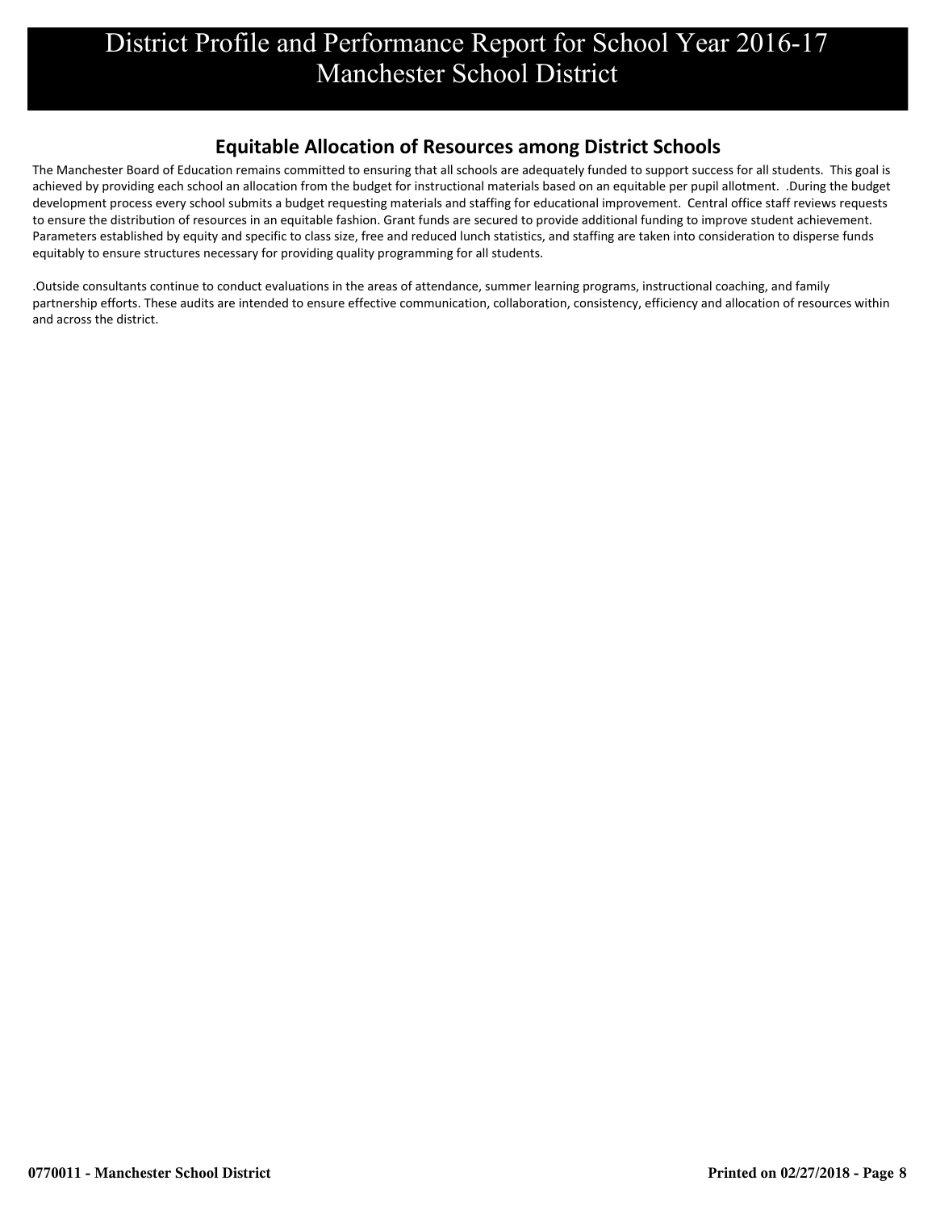## Equitable Allocation of Resources among District Schools

The Manchester Board of Education remains committed to ensuring that all schools are adequately funded to support success for all students. This goal is achieved by providing each school an allocation from the budget for instructional materials based on an equitable per pupil allotment. .During the budget development process every school submits a budget requesting materials and staffing for educational improvement. Central office staff reviews requests to ensure the distribution of resources in an equitable fashion. Grant funds are secured to provide additional funding to improve student achievement. Parameters established by equity and specific to class size, free and reduced lunch statistics, and staffing are taken into consideration to disperse funds equitably to ensure structures necessary for providing quality programming for all students.

.Outside consultants continue to conduct evaluations in the areas of attendance, summer learning programs, instructional coaching, and family partnership efforts. These audits are intended to ensure effective communication, collaboration, consistency, efficiency and allocation of resources within and across the district.